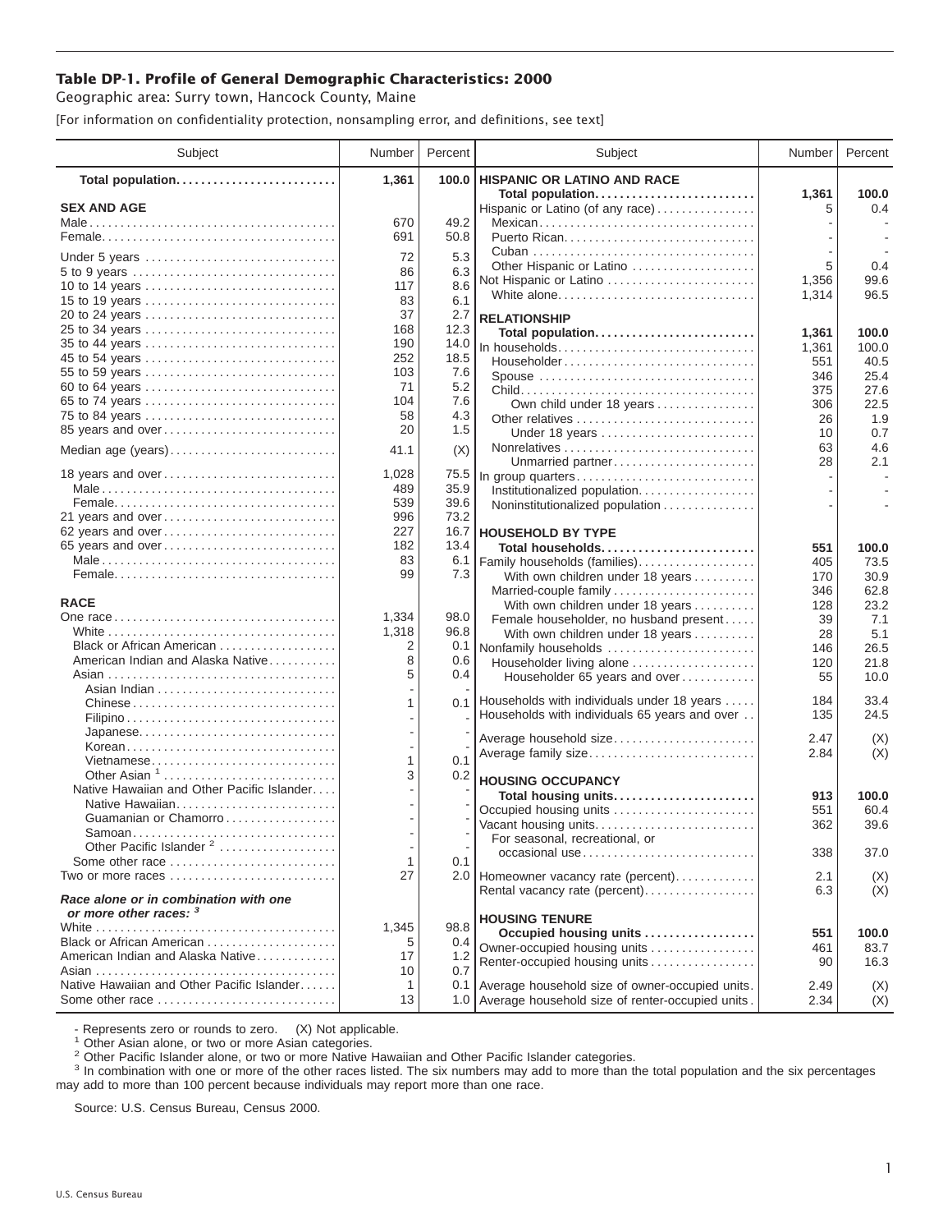**Table DP-1. Profile of General Demographic Characteristics: 2000**

Geographic area: Surry town, Hancock County, Maine

[For information on confidentiality protection, nonsampling error, and definitions, see text]

| Subject | Number | Percent |
|---|---|---|
| **Total population** | **1,361** | **100.0** |
| **SEX AND AGE** | | |
| Male | 670 | 49.2 |
| Female | 691 | 50.8 |
| Under 5 years | 72 | 5.3 |
| 5 to 9 years | 86 | 6.3 |
| 10 to 14 years | 117 | 8.6 |
| 15 to 19 years | 83 | 6.1 |
| 20 to 24 years | 37 | 2.7 |
| 25 to 34 years | 168 | 12.3 |
| 35 to 44 years | 190 | 14.0 |
| 45 to 54 years | 252 | 18.5 |
| 55 to 59 years | 103 | 7.6 |
| 60 to 64 years | 71 | 5.2 |
| 65 to 74 years | 104 | 7.6 |
| 75 to 84 years | 58 | 4.3 |
| 85 years and over | 20 | 1.5 |
| Median age (years) | 41.1 | (X) |
| 18 years and over | 1,028 | 75.5 |
| Male | 489 | 35.9 |
| Female | 539 | 39.6 |
| 21 years and over | 996 | 73.2 |
| 62 years and over | 227 | 16.7 |
| 65 years and over | 182 | 13.4 |
| Male | 83 | 6.1 |
| Female | 99 | 7.3 |
| **RACE** | | |
| One race | 1,334 | 98.0 |
| White | 1,318 | 96.8 |
| Black or African American | 2 | 0.1 |
| American Indian and Alaska Native | 8 | 0.6 |
| Asian | 5 | 0.4 |
| Asian Indian | - | - |
| Chinese | 1 | 0.1 |
| Filipino | - | - |
| Japanese | - | - |
| Korean | - | - |
| Vietnamese | 1 | 0.1 |
| Other Asian [1] | 3 | 0.2 |
| Native Hawaiian and Other Pacific Islander | - | - |
| Native Hawaiian | - | - |
| Guamanian or Chamorro | - | - |
| Samoan | - | - |
| Other Pacific Islander [2] | - | - |
| Some other race | 1 | 0.1 |
| Two or more races | 27 | 2.0 |
| ***Race alone or in combination with one or more other races:*** [3] | | |
| White | 1,345 | 98.8 |
| Black or African American | 5 | 0.4 |
| American Indian and Alaska Native | 17 | 1.2 |
| Asian | 10 | 0.7 |
| Native Hawaiian and Other Pacific Islander | 1 | 0.1 |
| Some other race | 13 | 1.0 |
| **HISPANIC OR LATINO AND RACE** | | |
| **Total population** | **1,361** | **100.0** |
| Hispanic or Latino (of any race) | 5 | 0.4 |
| Mexican | - | - |
| Puerto Rican | - | - |
| Cuban | - | - |
| Other Hispanic or Latino | 5 | 0.4 |
| Not Hispanic or Latino | 1,356 | 99.6 |
| White alone | 1,314 | 96.5 |
| **RELATIONSHIP** | | |
| **Total population** | **1,361** | **100.0** |
| In households | 1,361 | 100.0 |
| Householder | 551 | 40.5 |
| Spouse | 346 | 25.4 |
| Child | 375 | 27.6 |
| Own child under 18 years | 306 | 22.5 |
| Other relatives | 26 | 1.9 |
| Under 18 years | 10 | 0.7 |
| Nonrelatives | 63 | 4.6 |
| Unmarried partner | 28 | 2.1 |
| In group quarters | - | - |
| Institutionalized population | - | - |
| Noninstitutionalized population | - | - |
| **HOUSEHOLD BY TYPE** | | |
| **Total households** | **551** | **100.0** |
| Family households (families) | 405 | 73.5 |
| With own children under 18 years | 170 | 30.9 |
| Married-couple family | 346 | 62.8 |
| With own children under 18 years | 128 | 23.2 |
| Female householder, no husband present | 39 | 7.1 |
| With own children under 18 years | 28 | 5.1 |
| Nonfamily households | 146 | 26.5 |
| Householder living alone | 120 | 21.8 |
| Householder 65 years and over | 55 | 10.0 |
| Households with individuals under 18 years | 184 | 33.4 |
| Households with individuals 65 years and over | 135 | 24.5 |
| Average household size | 2.47 | (X) |
| Average family size | 2.84 | (X) |
| **HOUSING OCCUPANCY** | | |
| **Total housing units** | **913** | **100.0** |
| Occupied housing units | 551 | 60.4 |
| Vacant housing units | 362 | 39.6 |
| For seasonal, recreational, or occasional use | 338 | 37.0 |
| Homeowner vacancy rate (percent) | 2.1 | (X) |
| Rental vacancy rate (percent) | 6.3 | (X) |
| **HOUSING TENURE** | | |
| **Occupied housing units** | **551** | **100.0** |
| Owner-occupied housing units | 461 | 83.7 |
| Renter-occupied housing units | 90 | 16.3 |
| Average household size of owner-occupied units | 2.49 | (X) |
| Average household size of renter-occupied units | 2.34 | (X) |

- Represents zero or rounds to zero. (X) Not applicable.

[1] Other Asian alone, or two or more Asian categories.

[2] Other Pacific Islander alone, or two or more Native Hawaiian and Other Pacific Islander categories.

[3] In combination with one or more of the other races listed. The six numbers may add to more than the total population and the six percentages may add to more than 100 percent because individuals may report more than one race.

Source: U.S. Census Bureau, Census 2000.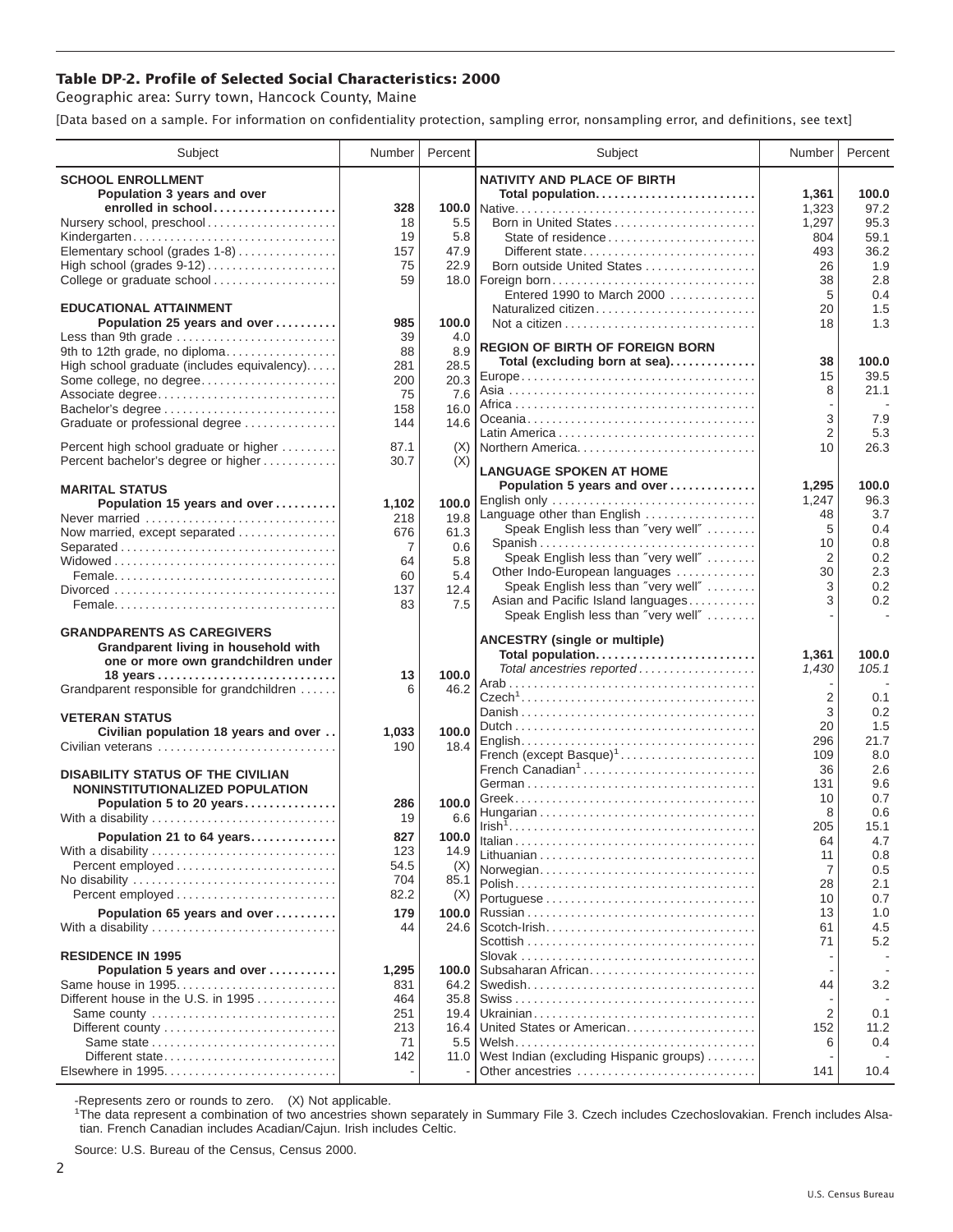### Table DP-2. Profile of Selected Social Characteristics: 2000

Geographic area: Surry town, Hancock County, Maine

[Data based on a sample. For information on confidentiality protection, sampling error, nonsampling error, and definitions, see text]

| Subject | Number | Percent |
|---|---|---|
| **SCHOOL ENROLLMENT** | | |
| **Population 3 years and over enrolled in school** | **328** | **100.0** |
| Nursery school, preschool | 18 | 5.5 |
| Kindergarten | 19 | 5.8 |
| Elementary school (grades 1-8) | 157 | 47.9 |
| High school (grades 9-12) | 75 | 22.9 |
| College or graduate school | 59 | 18.0 |
| **EDUCATIONAL ATTAINMENT** | | |
| **Population 25 years and over** | **985** | **100.0** |
| Less than 9th grade | 39 | 4.0 |
| 9th to 12th grade, no diploma | 88 | 8.9 |
| High school graduate (includes equivalency) | 281 | 28.5 |
| Some college, no degree | 200 | 20.3 |
| Associate degree | 75 | 7.6 |
| Bachelor's degree | 158 | 16.0 |
| Graduate or professional degree | 144 | 14.6 |
| Percent high school graduate or higher | 87.1 | (X) |
| Percent bachelor's degree or higher | 30.7 | (X) |
| **MARITAL STATUS** | | |
| **Population 15 years and over** | **1,102** | **100.0** |
| Never married | 218 | 19.8 |
| Now married, except separated | 676 | 61.3 |
| Separated | 7 | 0.6 |
| Widowed | 64 | 5.8 |
| Female | 60 | 5.4 |
| Divorced | 137 | 12.4 |
| Female | 83 | 7.5 |
| **GRANDPARENTS AS CAREGIVERS** | | |
| **Grandparent living in household with one or more own grandchildren under 18 years** | **13** | **100.0** |
| Grandparent responsible for grandchildren | 6 | 46.2 |
| **VETERAN STATUS** | | |
| **Civilian population 18 years and over** | **1,033** | **100.0** |
| Civilian veterans | 190 | 18.4 |
| **DISABILITY STATUS OF THE CIVILIAN NONINSTITUTIONALIZED POPULATION** | | |
| **Population 5 to 20 years** | **286** | **100.0** |
| With a disability | 19 | 6.6 |
| **Population 21 to 64 years** | **827** | **100.0** |
| With a disability | 123 | 14.9 |
| Percent employed | 54.5 | (X) |
| No disability | 704 | 85.1 |
| Percent employed | 82.2 | (X) |
| **Population 65 years and over** | **179** | **100.0** |
| With a disability | 44 | 24.6 |
| **RESIDENCE IN 1995** | | |
| **Population 5 years and over** | **1,295** | **100.0** |
| Same house in 1995 | 831 | 64.2 |
| Different house in the U.S. in 1995 | 464 | 35.8 |
| Same county | 251 | 19.4 |
| Different county | 213 | 16.4 |
| Same state | 71 | 5.5 |
| Different state | 142 | 11.0 |
| Elsewhere in 1995 | - | - |

| Subject | Number | Percent |
|---|---|---|
| **NATIVITY AND PLACE OF BIRTH** | | |
| **Total population** | **1,361** | **100.0** |
| Native | 1,323 | 97.2 |
| Born in United States | 1,297 | 95.3 |
| State of residence | 804 | 59.1 |
| Different state | 493 | 36.2 |
| Born outside United States | 26 | 1.9 |
| Foreign born | 38 | 2.8 |
| Entered 1990 to March 2000 | 5 | 0.4 |
| Naturalized citizen | 20 | 1.5 |
| Not a citizen | 18 | 1.3 |
| **REGION OF BIRTH OF FOREIGN BORN** | | |
| **Total (excluding born at sea)** | **38** | **100.0** |
| Europe | 15 | 39.5 |
| Asia | 8 | 21.1 |
| Africa | - | - |
| Oceania | 3 | 7.9 |
| Latin America | 2 | 5.3 |
| Northern America | 10 | 26.3 |
| **LANGUAGE SPOKEN AT HOME** | | |
| **Population 5 years and over** | **1,295** | **100.0** |
| English only | 1,247 | 96.3 |
| Language other than English | 48 | 3.7 |
| Speak English less than "very well" | 5 | 0.4 |
| Spanish | 10 | 0.8 |
| Speak English less than "very well" | 2 | 0.2 |
| Other Indo-European languages | 30 | 2.3 |
| Speak English less than "very well" | 3 | 0.2 |
| Asian and Pacific Island languages | 3 | 0.2 |
| Speak English less than "very well" | - | - |
| **ANCESTRY (single or multiple)** | | |
| **Total population** | **1,361** | **100.0** |
| *Total ancestries reported* | *1,430* | *105.1* |
| Arab | - | - |
| Czech[1] | 2 | 0.1 |
| Danish | 3 | 0.2 |
| Dutch | 20 | 1.5 |
| English | 296 | 21.7 |
| French (except Basque)[1] | 109 | 8.0 |
| French Canadian[1] | 36 | 2.6 |
| German | 131 | 9.6 |
| Greek | 10 | 0.7 |
| Hungarian | 8 | 0.6 |
| Irish[1] | 205 | 15.1 |
| Italian | 64 | 4.7 |
| Lithuanian | 11 | 0.8 |
| Norwegian | 7 | 0.5 |
| Polish | 28 | 2.1 |
| Portuguese | 10 | 0.7 |
| Russian | 13 | 1.0 |
| Scotch-Irish | 61 | 4.5 |
| Scottish | 71 | 5.2 |
| Slovak | - | - |
| Subsaharan African | - | - |
| Swedish | 44 | 3.2 |
| Swiss | - | - |
| Ukrainian | 2 | 0.1 |
| United States or American | 152 | 11.2 |
| Welsh | 6 | 0.4 |
| West Indian (excluding Hispanic groups) | - | - |
| Other ancestries | 141 | 10.4 |

-Represents zero or rounds to zero. (X) Not applicable.

[1]The data represent a combination of two ancestries shown separately in Summary File 3. Czech includes Czechoslovakian. French includes Alsatian. French Canadian includes Acadian/Cajun. Irish includes Celtic.

Source: U.S. Bureau of the Census, Census 2000.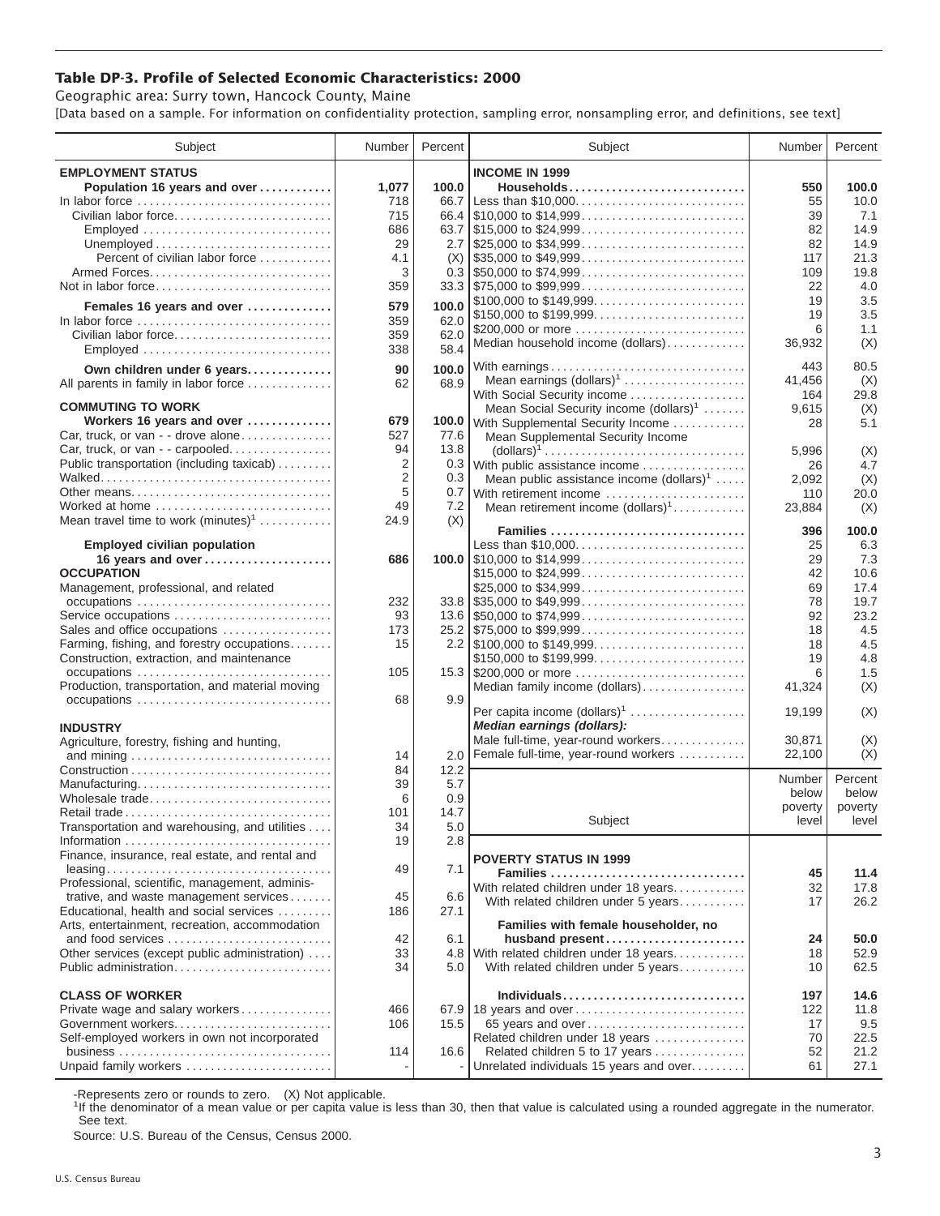# Table DP-3. Profile of Selected Economic Characteristics: 2000

Geographic area: Surry town, Hancock County, Maine

[Data based on a sample. For information on confidentiality protection, sampling error, nonsampling error, and definitions, see text]

| Subject | Number | Percent |
|---|---|---|
| **EMPLOYMENT STATUS** | | |
| **Population 16 years and over** | **1,077** | **100.0** |
| In labor force | 718 | 66.7 |
| Civilian labor force | 715 | 66.4 |
| Employed | 686 | 63.7 |
| Unemployed | 29 | 2.7 |
| Percent of civilian labor force | 4.1 | (X) |
| Armed Forces | 3 | 0.3 |
| Not in labor force | 359 | 33.3 |
| **Females 16 years and over** | **579** | **100.0** |
| In labor force | 359 | 62.0 |
| Civilian labor force | 359 | 62.0 |
| Employed | 338 | 58.4 |
| **Own children under 6 years** | **90** | **100.0** |
| All parents in family in labor force | 62 | 68.9 |
| **COMMUTING TO WORK** | | |
| **Workers 16 years and over** | **679** | **100.0** |
| Car, truck, or van - - drove alone | 527 | 77.6 |
| Car, truck, or van - - carpooled | 94 | 13.8 |
| Public transportation (including taxicab) | 2 | 0.3 |
| Walked | 2 | 0.3 |
| Other means | 5 | 0.7 |
| Worked at home | 49 | 7.2 |
| Mean travel time to work (minutes)[1] | 24.9 | (X) |
| **Employed civilian population 16 years and over** | **686** | **100.0** |
| **OCCUPATION** | | |
| Management, professional, and related occupations | 232 | 33.8 |
| Service occupations | 93 | 13.6 |
| Sales and office occupations | 173 | 25.2 |
| Farming, fishing, and forestry occupations | 15 | 2.2 |
| Construction, extraction, and maintenance occupations | 105 | 15.3 |
| Production, transportation, and material moving occupations | 68 | 9.9 |
| **INDUSTRY** | | |
| Agriculture, forestry, fishing and hunting, and mining | 14 | 2.0 |
| Construction | 84 | 12.2 |
| Manufacturing | 39 | 5.7 |
| Wholesale trade | 6 | 0.9 |
| Retail trade | 101 | 14.7 |
| Transportation and warehousing, and utilities | 34 | 5.0 |
| Information | 19 | 2.8 |
| Finance, insurance, real estate, and rental and leasing | 49 | 7.1 |
| Professional, scientific, management, administrative, and waste management services | 45 | 6.6 |
| Educational, health and social services | 186 | 27.1 |
| Arts, entertainment, recreation, accommodation and food services | 42 | 6.1 |
| Other services (except public administration) | 33 | 4.8 |
| Public administration | 34 | 5.0 |
| **CLASS OF WORKER** | | |
| Private wage and salary workers | 466 | 67.9 |
| Government workers | 106 | 15.5 |
| Self-employed workers in own not incorporated business | 114 | 16.6 |
| Unpaid family workers | - | - |

| Subject | Number | Percent |
|---|---|---|
| **INCOME IN 1999** | | |
| **Households** | **550** | **100.0** |
| Less than $10,000 | 55 | 10.0 |
| $10,000 to $14,999 | 39 | 7.1 |
| $15,000 to $24,999 | 82 | 14.9 |
| $25,000 to $34,999 | 82 | 14.9 |
| $35,000 to $49,999 | 117 | 21.3 |
| $50,000 to $74,999 | 109 | 19.8 |
| $75,000 to $99,999 | 22 | 4.0 |
| $100,000 to $149,999 | 19 | 3.5 |
| $150,000 to $199,999 | 19 | 3.5 |
| $200,000 or more | 6 | 1.1 |
| Median household income (dollars) | 36,932 | (X) |
| With earnings | 443 | 80.5 |
| Mean earnings (dollars)[1] | 41,456 | (X) |
| With Social Security income | 164 | 29.8 |
| Mean Social Security income (dollars)[1] | 9,615 | (X) |
| With Supplemental Security Income | 28 | 5.1 |
| Mean Supplemental Security Income (dollars)[1] | 5,996 | (X) |
| With public assistance income | 26 | 4.7 |
| Mean public assistance income (dollars)[1] | 2,092 | (X) |
| With retirement income | 110 | 20.0 |
| Mean retirement income (dollars)[1] | 23,884 | (X) |
| **Families** | **396** | **100.0** |
| Less than $10,000 | 25 | 6.3 |
| $10,000 to $14,999 | 29 | 7.3 |
| $15,000 to $24,999 | 42 | 10.6 |
| $25,000 to $34,999 | 69 | 17.4 |
| $35,000 to $49,999 | 78 | 19.7 |
| $50,000 to $74,999 | 92 | 23.2 |
| $75,000 to $99,999 | 18 | 4.5 |
| $100,000 to $149,999 | 18 | 4.5 |
| $150,000 to $199,999 | 19 | 4.8 |
| $200,000 or more | 6 | 1.5 |
| Median family income (dollars) | 41,324 | (X) |
| Per capita income (dollars)[1] | 19,199 | (X) |
| ***Median earnings (dollars):*** | | |
| Male full-time, year-round workers | 30,871 | (X) |
| Female full-time, year-round workers | 22,100 | (X) |

| Subject | Number below poverty level | Percent below poverty level |
|---|---|---|
| **POVERTY STATUS IN 1999** | | |
| **Families** | **45** | **11.4** |
| With related children under 18 years | 32 | 17.8 |
| With related children under 5 years | 17 | 26.2 |
| **Families with female householder, no husband present** | **24** | **50.0** |
| With related children under 18 years | 18 | 52.9 |
| With related children under 5 years | 10 | 62.5 |
| **Individuals** | **197** | **14.6** |
| 18 years and over | 122 | 11.8 |
| 65 years and over | 17 | 9.5 |
| Related children under 18 years | 70 | 22.5 |
| Related children 5 to 17 years | 52 | 21.2 |
| Unrelated individuals 15 years and over | 61 | 27.1 |

-Represents zero or rounds to zero. (X) Not applicable.

[1]If the denominator of a mean value or per capita value is less than 30, then that value is calculated using a rounded aggregate in the numerator. See text.

Source: U.S. Bureau of the Census, Census 2000.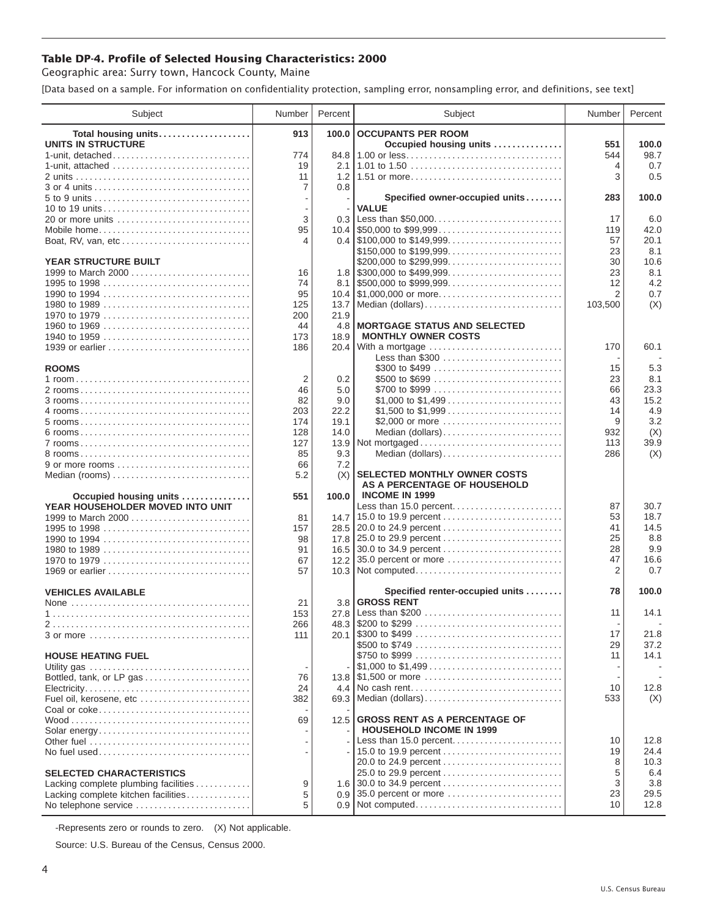## Table DP-4. Profile of Selected Housing Characteristics: 2000

Geographic area: Surry town, Hancock County, Maine

[Data based on a sample. For information on confidentiality protection, sampling error, nonsampling error, and definitions, see text]

| Subject | Number | Percent | Subject | Number | Percent |
|---|---|---|---|---|---|
| **Total housing units** | **913** | **100.0** | **OCCUPANTS PER ROOM** | | |
| **UNITS IN STRUCTURE** | | | **Occupied housing units** | **551** | **100.0** |
| 1-unit, detached | 774 | 84.8 | 1.00 or less | 544 | 98.7 |
| 1-unit, attached | 19 | 2.1 | 1.01 to 1.50 | 4 | 0.7 |
| 2 units | 11 | 1.2 | 1.51 or more | 3 | 0.5 |
| 3 or 4 units | 7 | 0.8 | | | |
| 5 to 9 units | - | - | **Specified owner-occupied units** | **283** | **100.0** |
| 10 to 19 units | - | - | **VALUE** | | |
| 20 or more units | 3 | 0.3 | Less than $50,000 | 17 | 6.0 |
| Mobile home | 95 | 10.4 | $50,000 to $99,999 | 119 | 42.0 |
| Boat, RV, van, etc | 4 | 0.4 | $100,000 to $149,999 | 57 | 20.1 |
| | | | $150,000 to $199,999 | 23 | 8.1 |
| **YEAR STRUCTURE BUILT** | | | $200,000 to $299,999 | 30 | 10.6 |
| 1999 to March 2000 | 16 | 1.8 | $300,000 to $499,999 | 23 | 8.1 |
| 1995 to 1998 | 74 | 8.1 | $500,000 to $999,999 | 12 | 4.2 |
| 1990 to 1994 | 95 | 10.4 | $1,000,000 or more | 2 | 0.7 |
| 1980 to 1989 | 125 | 13.7 | Median (dollars) | 103,500 | (X) |
| 1970 to 1979 | 200 | 21.9 | | | |
| 1960 to 1969 | 44 | 4.8 | **MORTGAGE STATUS AND SELECTED MONTHLY OWNER COSTS** | | |
| 1940 to 1959 | 173 | 18.9 | | | |
| 1939 or earlier | 186 | 20.4 | With a mortgage | 170 | 60.1 |
| | | | Less than $300 | - | - |
| **ROOMS** | | | $300 to $499 | 15 | 5.3 |
| 1 room | 2 | 0.2 | $500 to $699 | 23 | 8.1 |
| 2 rooms | 46 | 5.0 | $700 to $999 | 66 | 23.3 |
| 3 rooms | 82 | 9.0 | $1,000 to $1,499 | 43 | 15.2 |
| 4 rooms | 203 | 22.2 | $1,500 to $1,999 | 14 | 4.9 |
| 5 rooms | 174 | 19.1 | $2,000 or more | 9 | 3.2 |
| 6 rooms | 128 | 14.0 | Median (dollars) | 932 | (X) |
| 7 rooms | 127 | 13.9 | Not mortgaged | 113 | 39.9 |
| 8 rooms | 85 | 9.3 | Median (dollars) | 286 | (X) |
| 9 or more rooms | 66 | 7.2 | | | |
| Median (rooms) | 5.2 | (X) | **SELECTED MONTHLY OWNER COSTS AS A PERCENTAGE OF HOUSEHOLD INCOME IN 1999** | | |
| **Occupied housing units** | **551** | **100.0** | | | |
| **YEAR HOUSEHOLDER MOVED INTO UNIT** | | | Less than 15.0 percent | 87 | 30.7 |
| 1999 to March 2000 | 81 | 14.7 | 15.0 to 19.9 percent | 53 | 18.7 |
| 1995 to 1998 | 157 | 28.5 | 20.0 to 24.9 percent | 41 | 14.5 |
| 1990 to 1994 | 98 | 17.8 | 25.0 to 29.9 percent | 25 | 8.8 |
| 1980 to 1989 | 91 | 16.5 | 30.0 to 34.9 percent | 28 | 9.9 |
| 1970 to 1979 | 67 | 12.2 | 35.0 percent or more | 47 | 16.6 |
| 1969 or earlier | 57 | 10.3 | Not computed | 2 | 0.7 |
| | | | | | |
| **VEHICLES AVAILABLE** | | | **Specified renter-occupied units** | **78** | **100.0** |
| None | 21 | 3.8 | **GROSS RENT** | | |
| 1 | 153 | 27.8 | Less than $200 | 11 | 14.1 |
| 2 | 266 | 48.3 | $200 to $299 | - | - |
| 3 or more | 111 | 20.1 | $300 to $499 | 17 | 21.8 |
| | | | $500 to $749 | 29 | 37.2 |
| **HOUSE HEATING FUEL** | | | $750 to $999 | 11 | 14.1 |
| Utility gas | - | - | $1,000 to $1,499 | - | - |
| Bottled, tank, or LP gas | 76 | 13.8 | $1,500 or more | - | - |
| Electricity | 24 | 4.4 | No cash rent | 10 | 12.8 |
| Fuel oil, kerosene, etc | 382 | 69.3 | Median (dollars) | 533 | (X) |
| Coal or coke | - | - | | | |
| Wood | 69 | 12.5 | **GROSS RENT AS A PERCENTAGE OF HOUSEHOLD INCOME IN 1999** | | |
| Solar energy | - | - | | | |
| Other fuel | - | - | Less than 15.0 percent | 10 | 12.8 |
| No fuel used | - | - | 15.0 to 19.9 percent | 19 | 24.4 |
| | | | 20.0 to 24.9 percent | 8 | 10.3 |
| **SELECTED CHARACTERISTICS** | | | 25.0 to 29.9 percent | 5 | 6.4 |
| Lacking complete plumbing facilities | 9 | 1.6 | 30.0 to 34.9 percent | 3 | 3.8 |
| Lacking complete kitchen facilities | 5 | 0.9 | 35.0 percent or more | 23 | 29.5 |
| No telephone service | 5 | 0.9 | Not computed | 10 | 12.8 |

-Represents zero or rounds to zero. (X) Not applicable.

Source: U.S. Bureau of the Census, Census 2000.